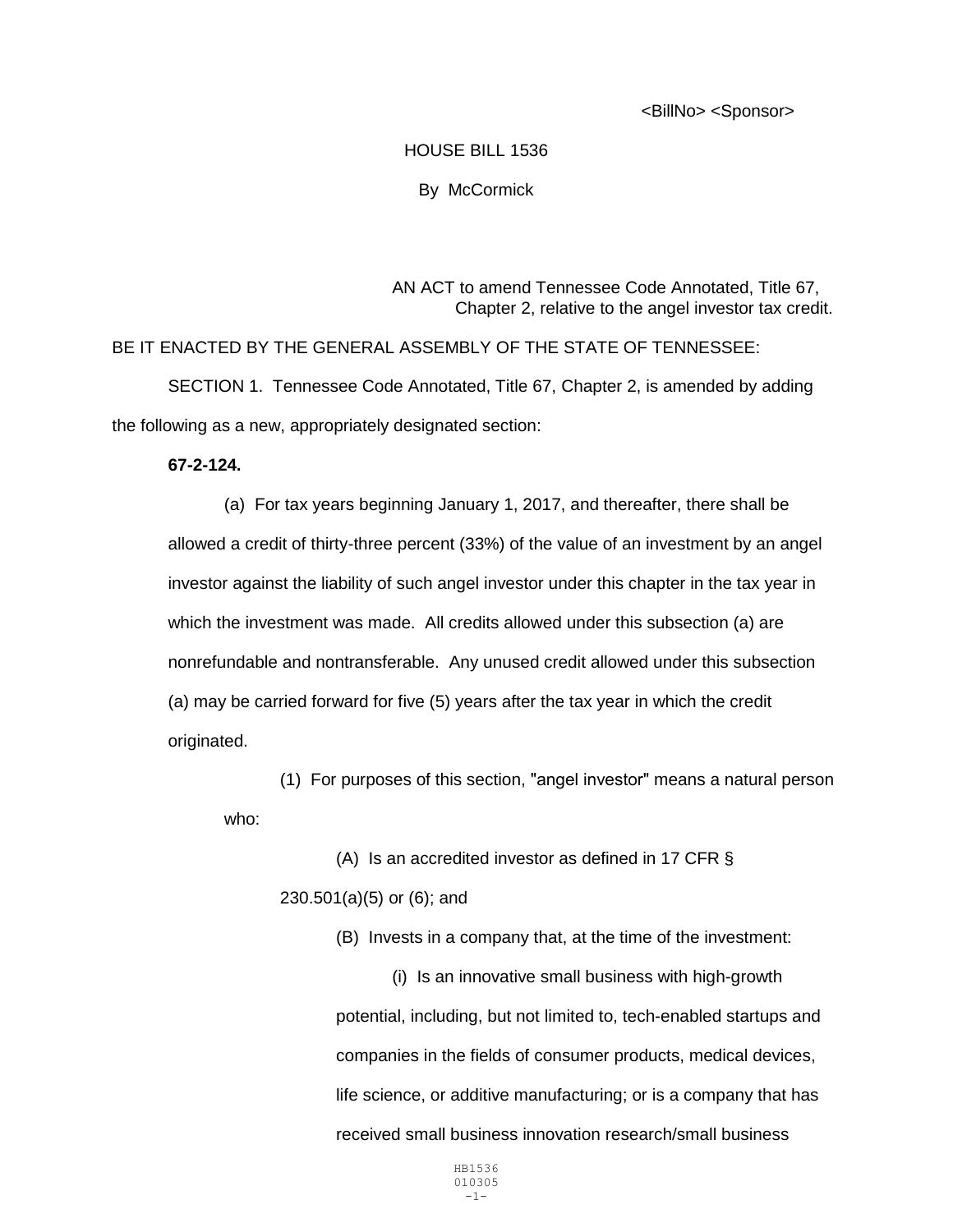<BillNo> <Sponsor>

HOUSE BILL 1536

By McCormick

AN ACT to amend Tennessee Code Annotated, Title 67, Chapter 2, relative to the angel investor tax credit.

BE IT ENACTED BY THE GENERAL ASSEMBLY OF THE STATE OF TENNESSEE:

SECTION 1. Tennessee Code Annotated, Title 67, Chapter 2, is amended by adding the following as a new, appropriately designated section:

**67-2-124.**

(a) For tax years beginning January 1, 2017, and thereafter, there shall be allowed a credit of thirty-three percent (33%) of the value of an investment by an angel investor against the liability of such angel investor under this chapter in the tax year in which the investment was made. All credits allowed under this subsection (a) are nonrefundable and nontransferable. Any unused credit allowed under this subsection (a) may be carried forward for five (5) years after the tax year in which the credit originated.

(1) For purposes of this section, "angel investor" means a natural person who:

(A) Is an accredited investor as defined in 17 CFR § 230.501(a)(5) or (6); and

(B) Invests in a company that, at the time of the investment:

(i) Is an innovative small business with high-growth potential, including, but not limited to, tech-enabled startups and companies in the fields of consumer products, medical devices, life science, or additive manufacturing; or is a company that has received small business innovation research/small business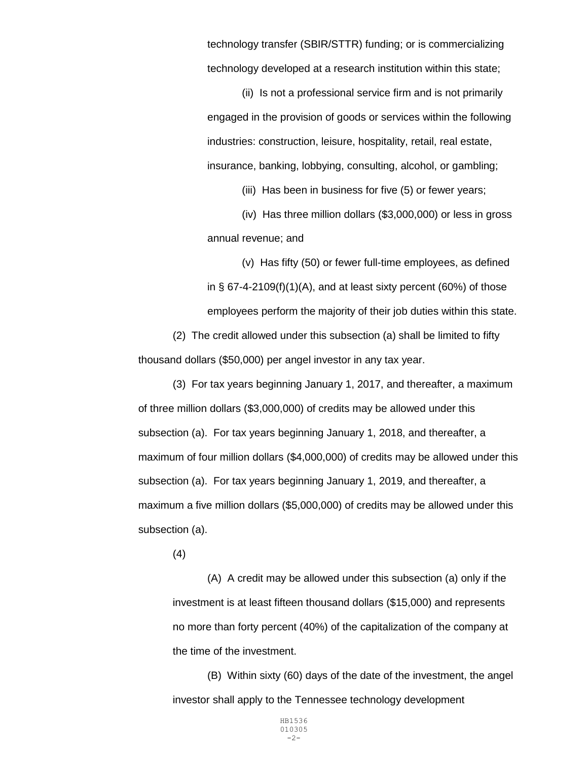technology transfer (SBIR/STTR) funding; or is commercializing technology developed at a research institution within this state;

(ii) Is not a professional service firm and is not primarily engaged in the provision of goods or services within the following industries: construction, leisure, hospitality, retail, real estate, insurance, banking, lobbying, consulting, alcohol, or gambling;

(iii) Has been in business for five (5) or fewer years;

(iv) Has three million dollars ($3,000,000) or less in gross annual revenue; and

(v) Has fifty (50) or fewer full-time employees, as defined in § 67-4-2109(f)(1)(A), and at least sixty percent (60%) of those employees perform the majority of their job duties within this state.

(2) The credit allowed under this subsection (a) shall be limited to fifty thousand dollars ($50,000) per angel investor in any tax year.

(3) For tax years beginning January 1, 2017, and thereafter, a maximum of three million dollars ($3,000,000) of credits may be allowed under this subsection (a). For tax years beginning January 1, 2018, and thereafter, a maximum of four million dollars ($4,000,000) of credits may be allowed under this subsection (a). For tax years beginning January 1, 2019, and thereafter, a maximum a five million dollars ($5,000,000) of credits may be allowed under this subsection (a).

(4)

(A) A credit may be allowed under this subsection (a) only if the investment is at least fifteen thousand dollars ($15,000) and represents no more than forty percent (40%) of the capitalization of the company at the time of the investment.

(B) Within sixty (60) days of the date of the investment, the angel investor shall apply to the Tennessee technology development

HB1536
010305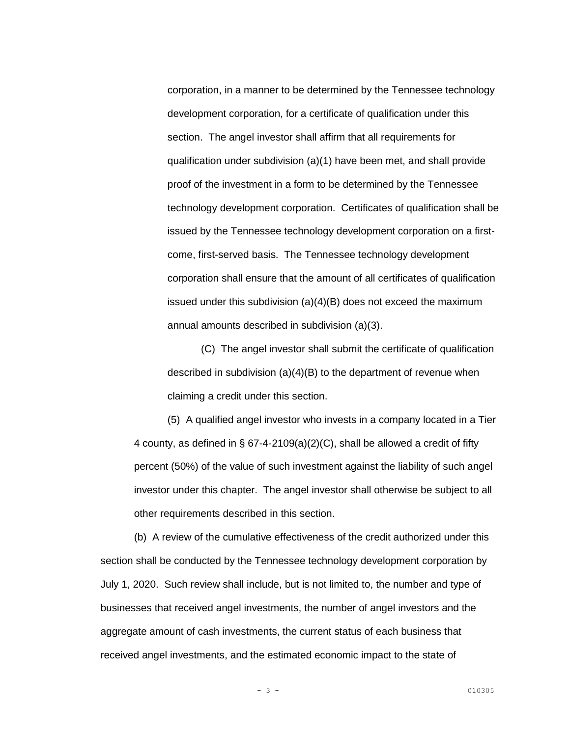corporation, in a manner to be determined by the Tennessee technology development corporation, for a certificate of qualification under this section. The angel investor shall affirm that all requirements for qualification under subdivision (a)(1) have been met, and shall provide proof of the investment in a form to be determined by the Tennessee technology development corporation. Certificates of qualification shall be issued by the Tennessee technology development corporation on a first-come, first-served basis. The Tennessee technology development corporation shall ensure that the amount of all certificates of qualification issued under this subdivision (a)(4)(B) does not exceed the maximum annual amounts described in subdivision (a)(3).

(C) The angel investor shall submit the certificate of qualification described in subdivision (a)(4)(B) to the department of revenue when claiming a credit under this section.

(5) A qualified angel investor who invests in a company located in a Tier 4 county, as defined in § 67-4-2109(a)(2)(C), shall be allowed a credit of fifty percent (50%) of the value of such investment against the liability of such angel investor under this chapter. The angel investor shall otherwise be subject to all other requirements described in this section.

(b) A review of the cumulative effectiveness of the credit authorized under this section shall be conducted by the Tennessee technology development corporation by July 1, 2020. Such review shall include, but is not limited to, the number and type of businesses that received angel investments, the number of angel investors and the aggregate amount of cash investments, the current status of each business that received angel investments, and the estimated economic impact to the state of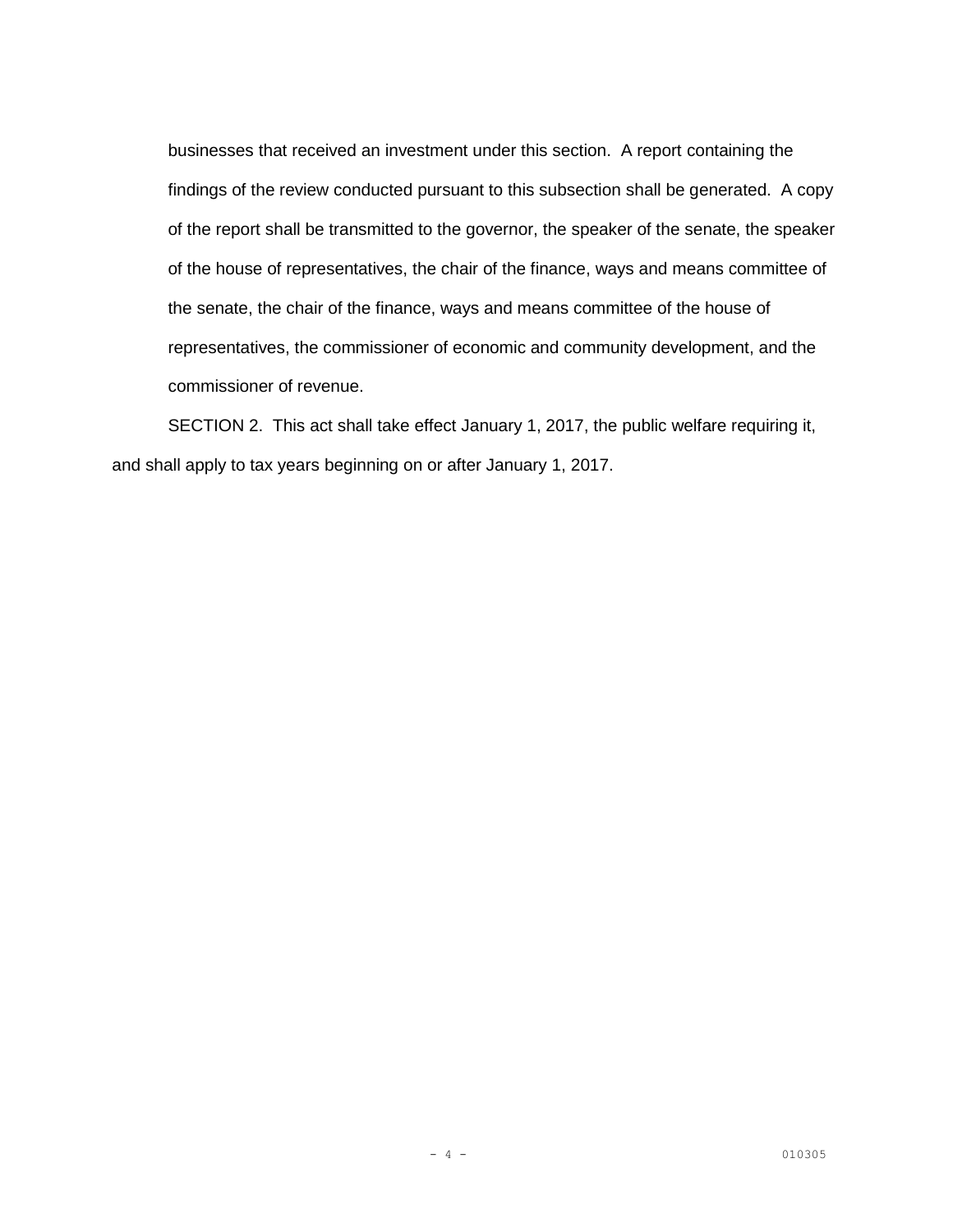businesses that received an investment under this section. A report containing the findings of the review conducted pursuant to this subsection shall be generated. A copy of the report shall be transmitted to the governor, the speaker of the senate, the speaker of the house of representatives, the chair of the finance, ways and means committee of the senate, the chair of the finance, ways and means committee of the house of representatives, the commissioner of economic and community development, and the commissioner of revenue.

SECTION 2. This act shall take effect January 1, 2017, the public welfare requiring it, and shall apply to tax years beginning on or after January 1, 2017.